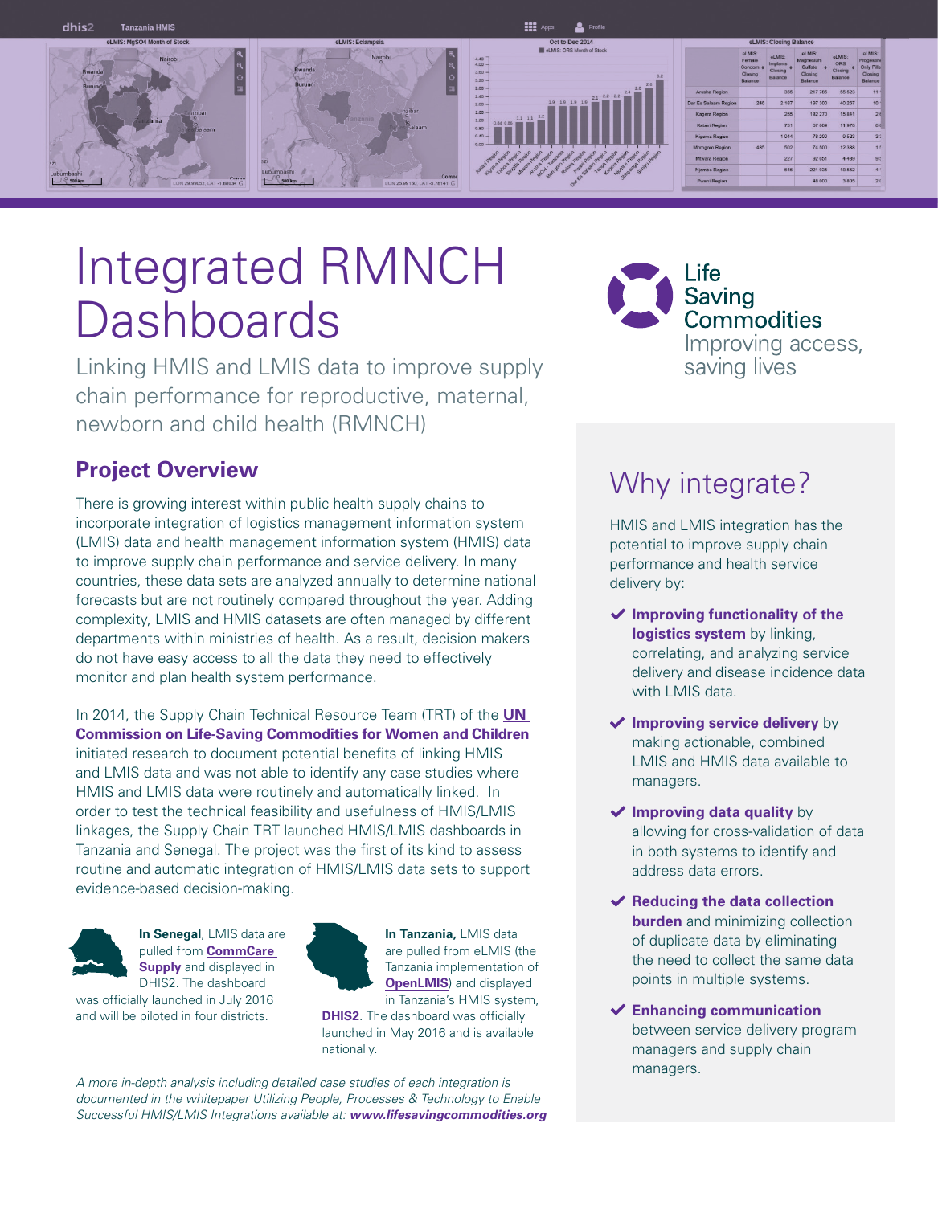# Integrated RMNCH Dashboards

Linking HMIS and LMIS data to improve supply chain performance for reproductive, maternal, newborn and child health (RMNCH)

Life Saving Commodities
Improving access, saving lives

## Project Overview

There is growing interest within public health supply chains to incorporate integration of logistics management information system (LMIS) data and health management information system (HMIS) data to improve supply chain performance and service delivery. In many countries, these data sets are analyzed annually to determine national forecasts but are not routinely compared throughout the year. Adding complexity, LMIS and HMIS datasets are often managed by different departments within ministries of health. As a result, decision makers do not have easy access to all the data they need to effectively monitor and plan health system performance.

In 2014, the Supply Chain Technical Resource Team (TRT) of the **UN Commission on Life-Saving Commodities for Women and Children** initiated research to document potential benefits of linking HMIS and LMIS data and was not able to identify any case studies where HMIS and LMIS data were routinely and automatically linked. In order to test the technical feasibility and usefulness of HMIS/LMIS linkages, the Supply Chain TRT launched HMIS/LMIS dashboards in Tanzania and Senegal. The project was the first of its kind to assess routine and automatic integration of HMIS/LMIS data sets to support evidence-based decision-making.

**In Senegal**, LMIS data are pulled from **CommCare Supply** and displayed in DHIS2. The dashboard was officially launched in July 2016 and will be piloted in four districts.

**In Tanzania,** LMIS data are pulled from eLMIS (the Tanzania implementation of **OpenLMIS**) and displayed in Tanzania's HMIS system, **DHIS2**. The dashboard was officially launched in May 2016 and is available nationally.

*A more in-depth analysis including detailed case studies of each integration is documented in the whitepaper Utilizing People, Processes & Technology to Enable Successful HMIS/LMIS Integrations available at:* ***www.lifesavingcommodities.org***

## Why integrate?

HMIS and LMIS integration has the potential to improve supply chain performance and health service delivery by:

- **Improving functionality of the logistics system** by linking, correlating, and analyzing service delivery and disease incidence data with LMIS data.
- **Improving service delivery** by making actionable, combined LMIS and HMIS data available to managers.
- **Improving data quality** by allowing for cross-validation of data in both systems to identify and address data errors.
- **Reducing the data collection burden** and minimizing collection of duplicate data by eliminating the need to collect the same data points in multiple systems.
- **Enhancing communication** between service delivery program managers and supply chain managers.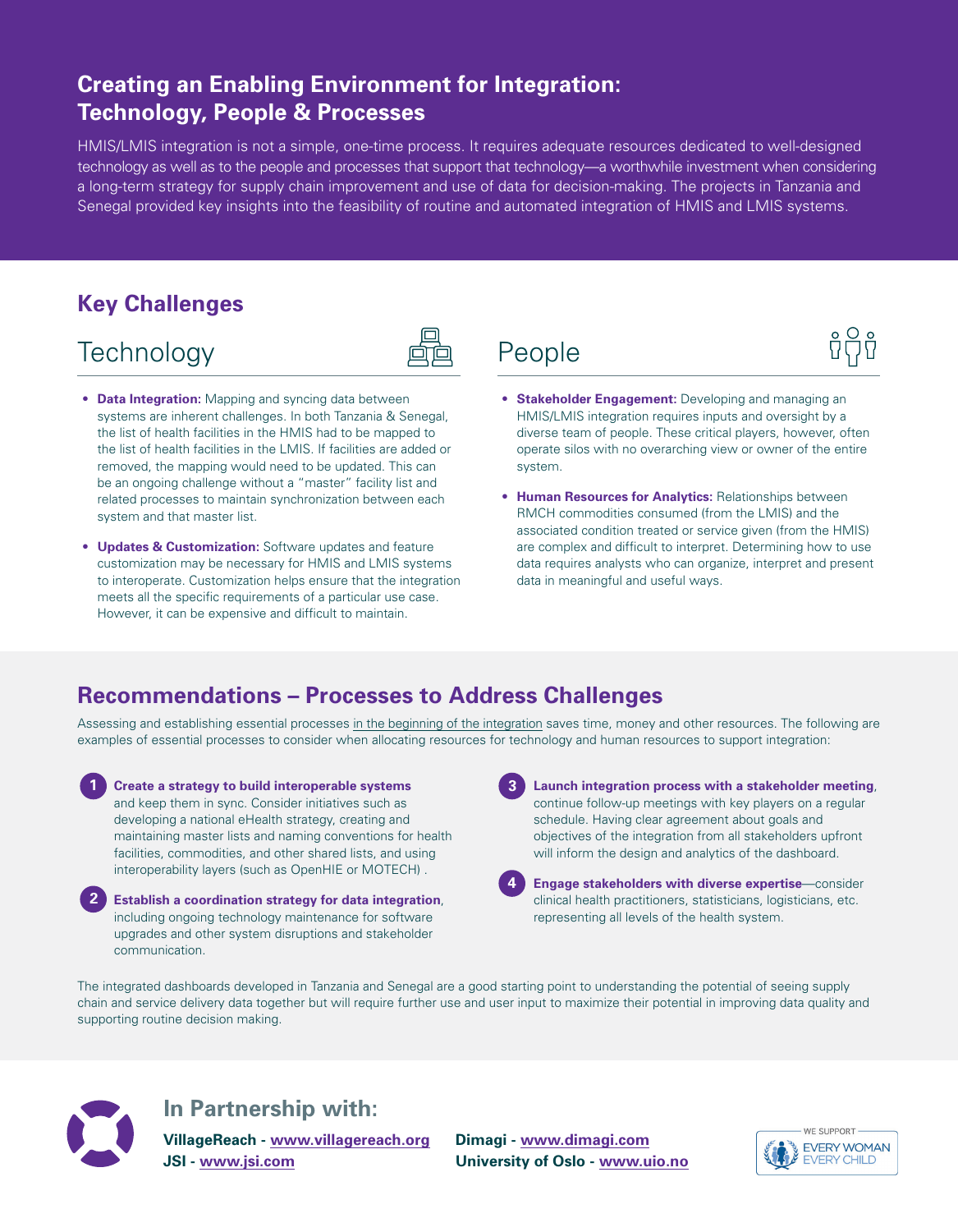# Creating an Enabling Environment for Integration: Technology, People & Processes

HMIS/LMIS integration is not a simple, one-time process. It requires adequate resources dedicated to well-designed technology as well as to the people and processes that support that technology—a worthwhile investment when considering a long-term strategy for supply chain improvement and use of data for decision-making. The projects in Tanzania and Senegal provided key insights into the feasibility of routine and automated integration of HMIS and LMIS systems.

## Key Challenges

### Technology

- **Data Integration:** Mapping and syncing data between systems are inherent challenges. In both Tanzania & Senegal, the list of health facilities in the HMIS had to be mapped to the list of health facilities in the LMIS. If facilities are added or removed, the mapping would need to be updated. This can be an ongoing challenge without a "master" facility list and related processes to maintain synchronization between each system and that master list.
- **Updates & Customization:** Software updates and feature customization may be necessary for HMIS and LMIS systems to interoperate. Customization helps ensure that the integration meets all the specific requirements of a particular use case. However, it can be expensive and difficult to maintain.

### People

- **Stakeholder Engagement:** Developing and managing an HMIS/LMIS integration requires inputs and oversight by a diverse team of people. These critical players, however, often operate silos with no overarching view or owner of the entire system.
- **Human Resources for Analytics:** Relationships between RMCH commodities consumed (from the LMIS) and the associated condition treated or service given (from the HMIS) are complex and difficult to interpret. Determining how to use data requires analysts who can organize, interpret and present data in meaningful and useful ways.

## Recommendations – Processes to Address Challenges

Assessing and establishing essential processes in the beginning of the integration saves time, money and other resources. The following are examples of essential processes to consider when allocating resources for technology and human resources to support integration:

1. **Create a strategy to build interoperable systems** and keep them in sync. Consider initiatives such as developing a national eHealth strategy, creating and maintaining master lists and naming conventions for health facilities, commodities, and other shared lists, and using interoperability layers (such as OpenHIE or MOTECH) .
2. **Establish a coordination strategy for data integration**, including ongoing technology maintenance for software upgrades and other system disruptions and stakeholder communication.
3. **Launch integration process with a stakeholder meeting**, continue follow-up meetings with key players on a regular schedule. Having clear agreement about goals and objectives of the integration from all stakeholders upfront will inform the design and analytics of the dashboard.
4. **Engage stakeholders with diverse expertise**—consider clinical health practitioners, statisticians, logisticians, etc. representing all levels of the health system.

The integrated dashboards developed in Tanzania and Senegal are a good starting point to understanding the potential of seeing supply chain and service delivery data together but will require further use and user input to maximize their potential in improving data quality and supporting routine decision making.

## In Partnership with:

**VillageReach** - www.villagereach.org
**JSI** - www.jsi.com
**Dimagi** - www.dimagi.com
**University of Oslo** - www.uio.no

WE SUPPORT EVERY WOMAN EVERY CHILD